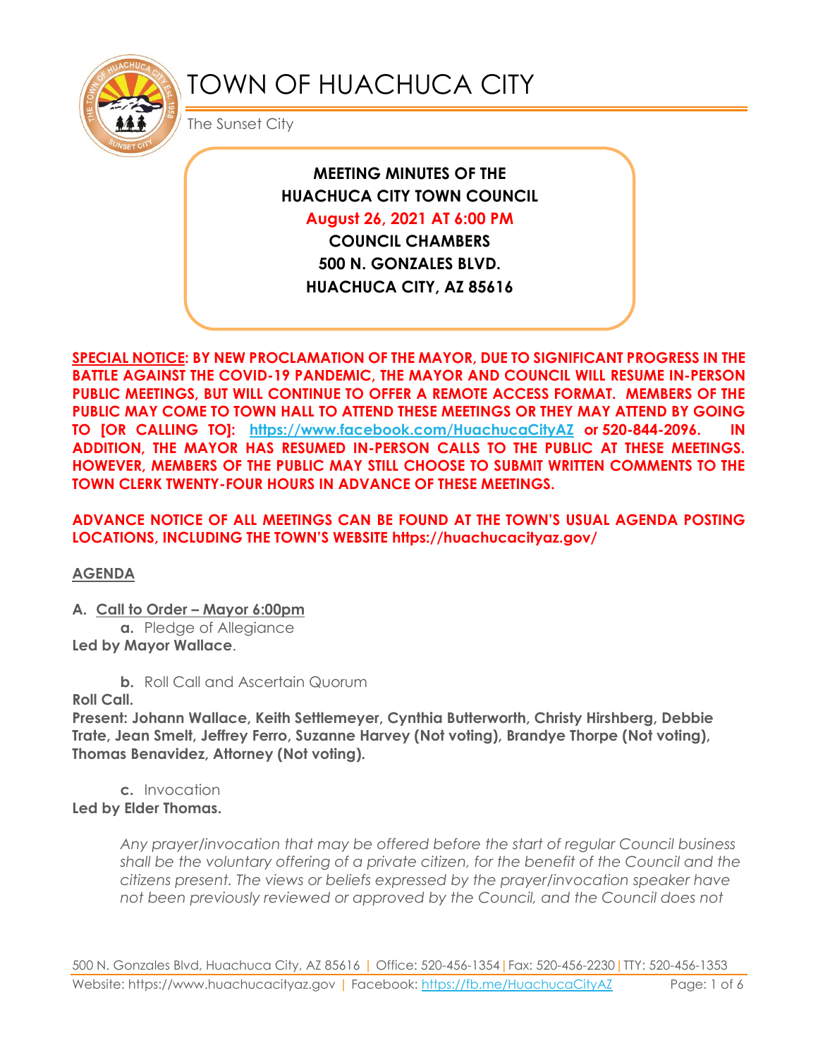# TOWN OF HUACHUCA CITY

The Sunset City

**MEETING MINUTES OF THE HUACHUCA CITY TOWN COUNCIL**
**August 26, 2021 AT 6:00 PM**
**COUNCIL CHAMBERS**
**500 N. GONZALES BLVD.**
**HUACHUCA CITY, AZ 85616**

**SPECIAL NOTICE: BY NEW PROCLAMATION OF THE MAYOR, DUE TO SIGNIFICANT PROGRESS IN THE BATTLE AGAINST THE COVID-19 PANDEMIC, THE MAYOR AND COUNCIL WILL RESUME IN-PERSON PUBLIC MEETINGS, BUT WILL CONTINUE TO OFFER A REMOTE ACCESS FORMAT. MEMBERS OF THE PUBLIC MAY COME TO TOWN HALL TO ATTEND THESE MEETINGS OR THEY MAY ATTEND BY GOING TO [OR CALLING TO]: https://www.facebook.com/HuachucaCityAZ or 520-844-2096. IN ADDITION, THE MAYOR HAS RESUMED IN-PERSON CALLS TO THE PUBLIC AT THESE MEETINGS. HOWEVER, MEMBERS OF THE PUBLIC MAY STILL CHOOSE TO SUBMIT WRITTEN COMMENTS TO THE TOWN CLERK TWENTY-FOUR HOURS IN ADVANCE OF THESE MEETINGS.**

**ADVANCE NOTICE OF ALL MEETINGS CAN BE FOUND AT THE TOWN'S USUAL AGENDA POSTING LOCATIONS, INCLUDING THE TOWN'S WEBSITE https://huachucacityaz.gov/**

## AGENDA

**A. Call to Order – Mayor 6:00pm**

**a.** Pledge of Allegiance

**Led by Mayor Wallace**.

**b.** Roll Call and Ascertain Quorum

**Roll Call.**

**Present: Johann Wallace, Keith Settlemeyer, Cynthia Butterworth, Christy Hirshberg, Debbie Trate, Jean Smelt, Jeffrey Ferro, Suzanne Harvey (Not voting), Brandye Thorpe (Not voting), Thomas Benavidez, Attorney (Not voting).**

**c.** Invocation

**Led by Elder Thomas.**

*Any prayer/invocation that may be offered before the start of regular Council business shall be the voluntary offering of a private citizen, for the benefit of the Council and the citizens present. The views or beliefs expressed by the prayer/invocation speaker have not been previously reviewed or approved by the Council, and the Council does not*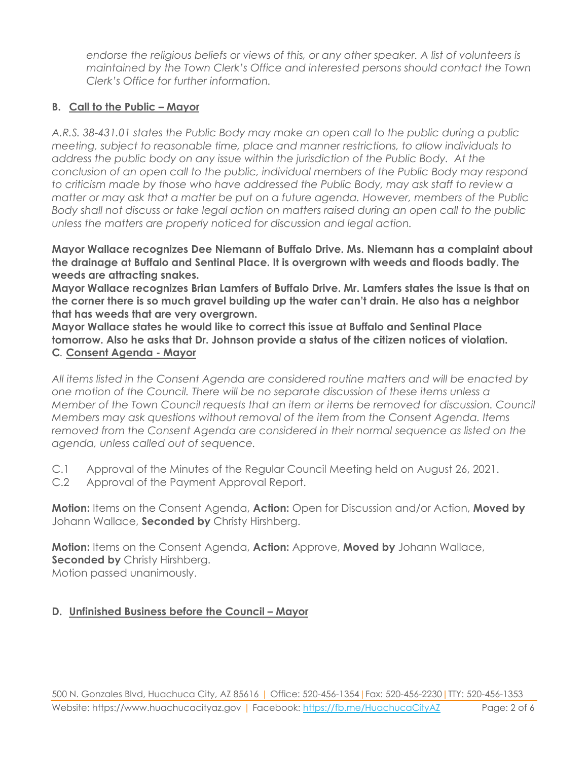*endorse the religious beliefs or views of this, or any other speaker. A list of volunteers is maintained by the Town Clerk's Office and interested persons should contact the Town Clerk's Office for further information.*

**B. Call to the Public – Mayor**

*A.R.S. 38-431.01 states the Public Body may make an open call to the public during a public meeting, subject to reasonable time, place and manner restrictions, to allow individuals to address the public body on any issue within the jurisdiction of the Public Body. At the conclusion of an open call to the public, individual members of the Public Body may respond to criticism made by those who have addressed the Public Body, may ask staff to review a matter or may ask that a matter be put on a future agenda. However, members of the Public Body shall not discuss or take legal action on matters raised during an open call to the public unless the matters are properly noticed for discussion and legal action.*

**Mayor Wallace recognizes Dee Niemann of Buffalo Drive. Ms. Niemann has a complaint about the drainage at Buffalo and Sentinal Place. It is overgrown with weeds and floods badly. The weeds are attracting snakes.**

**Mayor Wallace recognizes Brian Lamfers of Buffalo Drive. Mr. Lamfers states the issue is that on the corner there is so much gravel building up the water can't drain. He also has a neighbor that has weeds that are very overgrown.**

**Mayor Wallace states he would like to correct this issue at Buffalo and Sentinal Place tomorrow. Also he asks that Dr. Johnson provide a status of the citizen notices of violation.**

**C. Consent Agenda - Mayor**

*All items listed in the Consent Agenda are considered routine matters and will be enacted by one motion of the Council. There will be no separate discussion of these items unless a Member of the Town Council requests that an item or items be removed for discussion. Council Members may ask questions without removal of the item from the Consent Agenda. Items removed from the Consent Agenda are considered in their normal sequence as listed on the agenda, unless called out of sequence.*

C.1 Approval of the Minutes of the Regular Council Meeting held on August 26, 2021.

C.2 Approval of the Payment Approval Report.

**Motion:** Items on the Consent Agenda, **Action:** Open for Discussion and/or Action, **Moved by** Johann Wallace, **Seconded by** Christy Hirshberg.

**Motion:** Items on the Consent Agenda, **Action:** Approve, **Moved by** Johann Wallace, **Seconded by** Christy Hirshberg.
Motion passed unanimously.

**D. Unfinished Business before the Council – Mayor**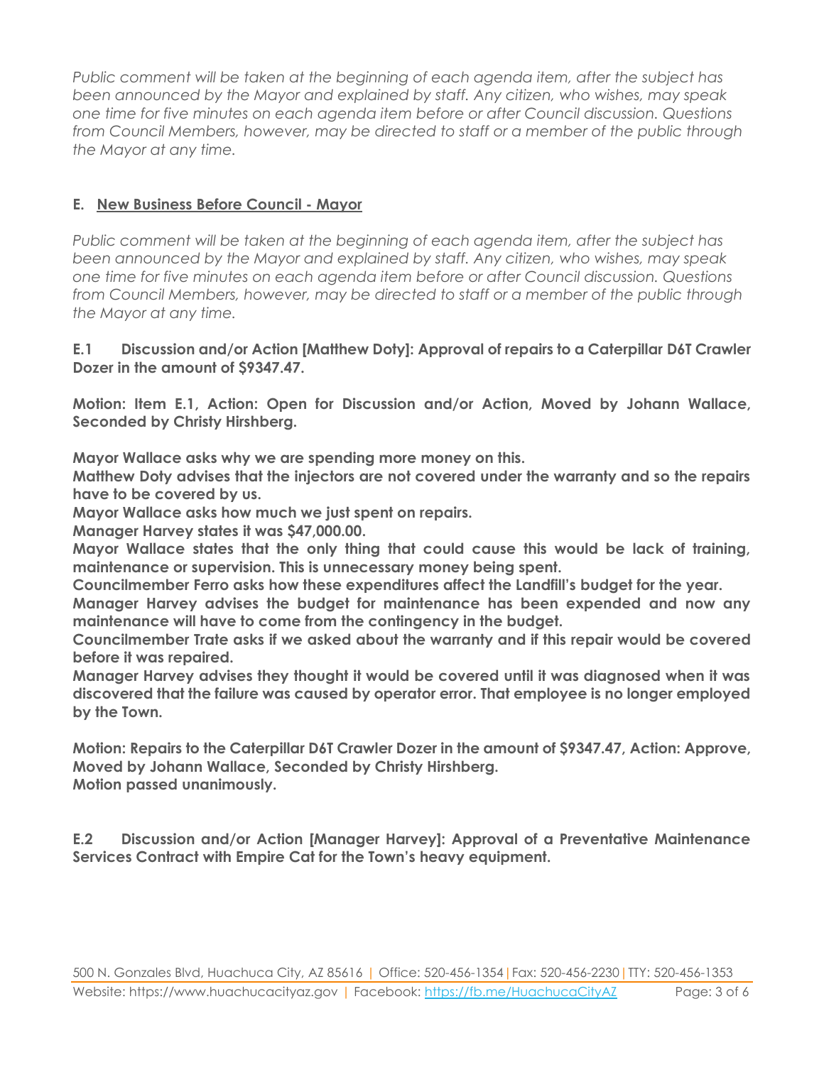*Public comment will be taken at the beginning of each agenda item, after the subject has been announced by the Mayor and explained by staff. Any citizen, who wishes, may speak one time for five minutes on each agenda item before or after Council discussion. Questions from Council Members, however, may be directed to staff or a member of the public through the Mayor at any time.*

## E. New Business Before Council - Mayor

*Public comment will be taken at the beginning of each agenda item, after the subject has been announced by the Mayor and explained by staff. Any citizen, who wishes, may speak one time for five minutes on each agenda item before or after Council discussion. Questions from Council Members, however, may be directed to staff or a member of the public through the Mayor at any time.*

**E.1 Discussion and/or Action [Matthew Doty]: Approval of repairs to a Caterpillar D6T Crawler Dozer in the amount of $9347.47.**

**Motion: Item E.1, Action: Open for Discussion and/or Action, Moved by Johann Wallace, Seconded by Christy Hirshberg.**

**Mayor Wallace asks why we are spending more money on this.**
**Matthew Doty advises that the injectors are not covered under the warranty and so the repairs have to be covered by us.**
**Mayor Wallace asks how much we just spent on repairs.**
**Manager Harvey states it was $47,000.00.**
**Mayor Wallace states that the only thing that could cause this would be lack of training, maintenance or supervision. This is unnecessary money being spent.**
**Councilmember Ferro asks how these expenditures affect the Landfill's budget for the year.**
**Manager Harvey advises the budget for maintenance has been expended and now any maintenance will have to come from the contingency in the budget.**
**Councilmember Trate asks if we asked about the warranty and if this repair would be covered before it was repaired.**
**Manager Harvey advises they thought it would be covered until it was diagnosed when it was discovered that the failure was caused by operator error. That employee is no longer employed by the Town.**

**Motion: Repairs to the Caterpillar D6T Crawler Dozer in the amount of $9347.47, Action: Approve, Moved by Johann Wallace, Seconded by Christy Hirshberg.**
**Motion passed unanimously.**

**E.2 Discussion and/or Action [Manager Harvey]: Approval of a Preventative Maintenance Services Contract with Empire Cat for the Town's heavy equipment.**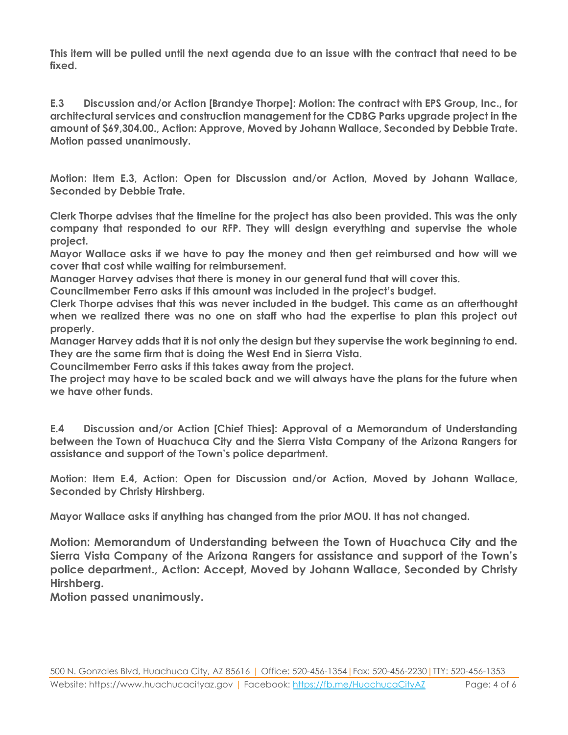**This item will be pulled until the next agenda due to an issue with the contract that need to be fixed.**

**E.3 Discussion and/or Action [Brandye Thorpe]: Motion: The contract with EPS Group, Inc., for architectural services and construction management for the CDBG Parks upgrade project in the amount of $69,304.00., Action: Approve, Moved by Johann Wallace, Seconded by Debbie Trate. Motion passed unanimously.**

**Motion: Item E.3, Action: Open for Discussion and/or Action, Moved by Johann Wallace, Seconded by Debbie Trate.**

**Clerk Thorpe advises that the timeline for the project has also been provided. This was the only company that responded to our RFP. They will design everything and supervise the whole project.**
**Mayor Wallace asks if we have to pay the money and then get reimbursed and how will we cover that cost while waiting for reimbursement.**
**Manager Harvey advises that there is money in our general fund that will cover this.**
**Councilmember Ferro asks if this amount was included in the project's budget.**
**Clerk Thorpe advises that this was never included in the budget. This came as an afterthought when we realized there was no one on staff who had the expertise to plan this project out properly.**
**Manager Harvey adds that it is not only the design but they supervise the work beginning to end. They are the same firm that is doing the West End in Sierra Vista.**
**Councilmember Ferro asks if this takes away from the project.**
**The project may have to be scaled back and we will always have the plans for the future when we have other funds.**

**E.4 Discussion and/or Action [Chief Thies]: Approval of a Memorandum of Understanding between the Town of Huachuca City and the Sierra Vista Company of the Arizona Rangers for assistance and support of the Town's police department.**

**Motion: Item E.4, Action: Open for Discussion and/or Action, Moved by Johann Wallace, Seconded by Christy Hirshberg.**

**Mayor Wallace asks if anything has changed from the prior MOU. It has not changed.**

**Motion: Memorandum of Understanding between the Town of Huachuca City and the Sierra Vista Company of the Arizona Rangers for assistance and support of the Town's police department., Action: Accept, Moved by Johann Wallace, Seconded by Christy Hirshberg.**
**Motion passed unanimously.**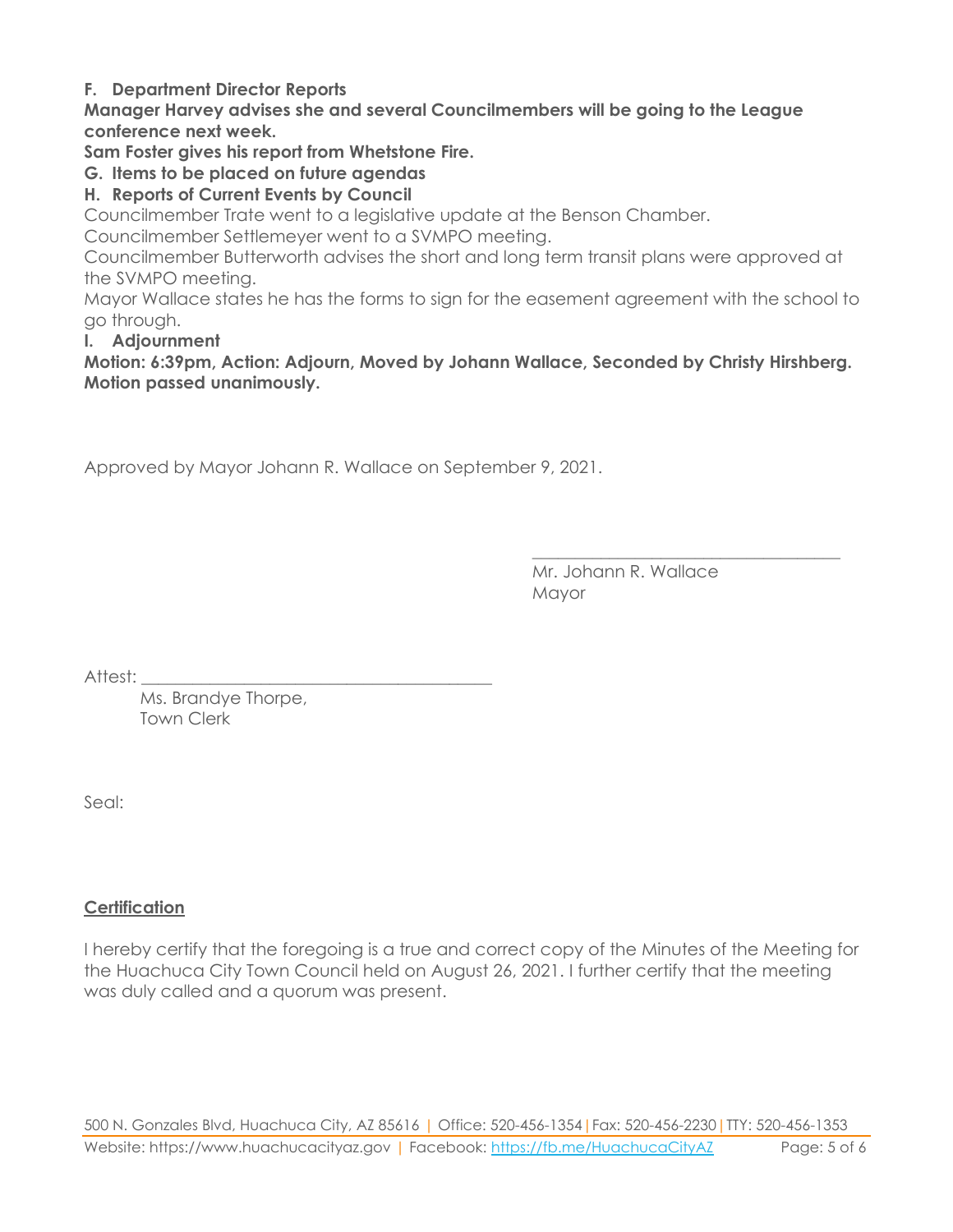**F. Department Director Reports**

**Manager Harvey advises she and several Councilmembers will be going to the League conference next week.**

**Sam Foster gives his report from Whetstone Fire.**

**G. Items to be placed on future agendas**

**H. Reports of Current Events by Council**

Councilmember Trate went to a legislative update at the Benson Chamber.

Councilmember Settlemeyer went to a SVMPO meeting.

Councilmember Butterworth advises the short and long term transit plans were approved at the SVMPO meeting.

Mayor Wallace states he has the forms to sign for the easement agreement with the school to go through.

**I. Adjournment**

**Motion: 6:39pm, Action: Adjourn, Moved by Johann Wallace, Seconded by Christy Hirshberg. Motion passed unanimously.**

Approved by Mayor Johann R. Wallace on September 9, 2021.

\_\_\_\_\_\_\_\_\_\_\_\_\_\_\_\_\_\_\_\_\_\_\_\_\_\_\_\_\_\_\_\_\_\_\_\_\_\_

Mr. Johann R. Wallace

Mayor

Attest: \_\_\_\_\_\_\_\_\_\_\_\_\_\_\_\_\_\_\_\_\_\_\_\_\_\_\_\_\_\_\_\_\_\_\_\_\_\_\_\_\_

Ms. Brandye Thorpe,

Town Clerk

Seal:

**Certification**

I hereby certify that the foregoing is a true and correct copy of the Minutes of the Meeting for the Huachuca City Town Council held on August 26, 2021. I further certify that the meeting was duly called and a quorum was present.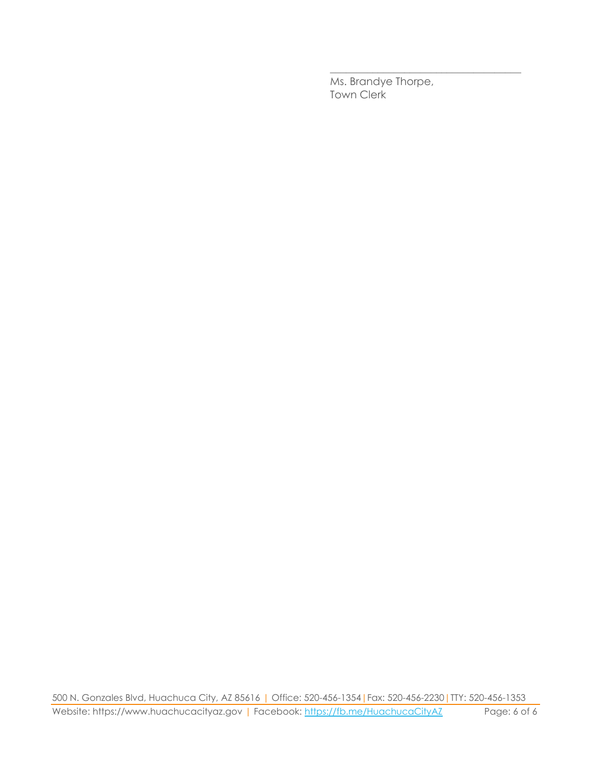\_\_\_\_\_\_\_\_\_\_\_\_\_\_\_\_\_\_\_\_\_\_\_\_\_\_\_\_\_\_\_\_\_\_\_\_

Ms. Brandye Thorpe,
Town Clerk